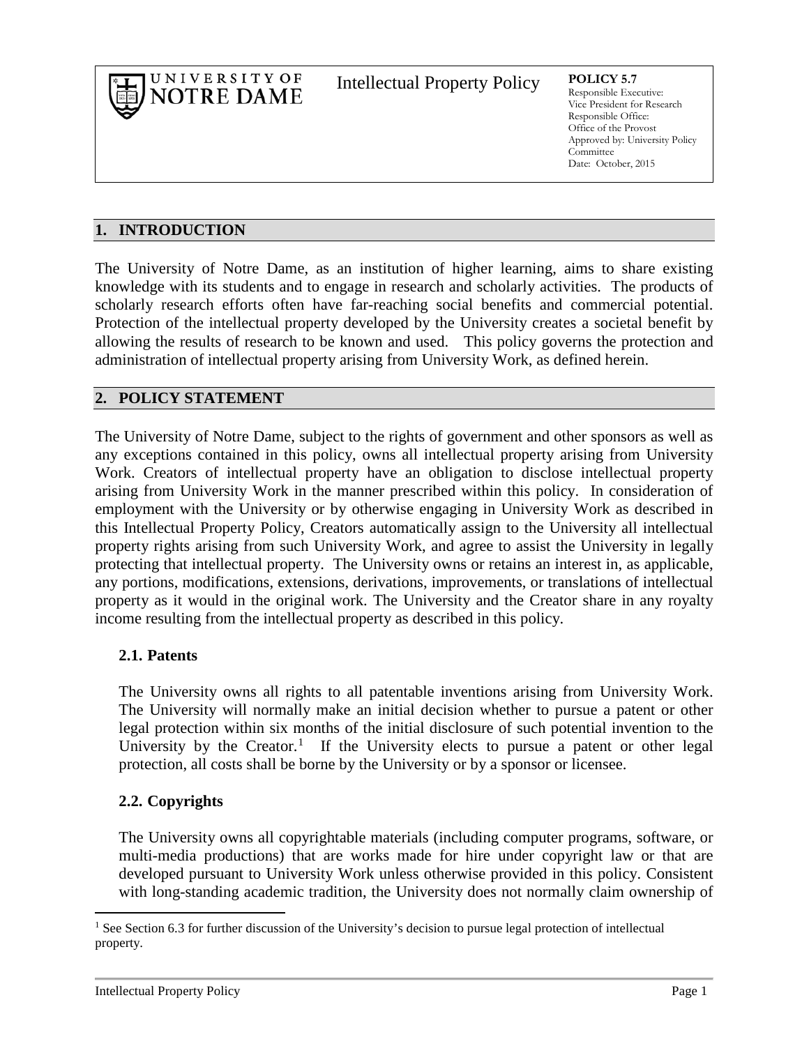UNIVERSITY OF NOTRE DAME

# Intellectual Property Policy

**POLICY 5.7**
Responsible Executive: Vice President for Research
Responsible Office: Office of the Provost
Approved by: University Policy Committee
Date: October, 2015

## 1. INTRODUCTION

The University of Notre Dame, as an institution of higher learning, aims to share existing knowledge with its students and to engage in research and scholarly activities. The products of scholarly research efforts often have far-reaching social benefits and commercial potential. Protection of the intellectual property developed by the University creates a societal benefit by allowing the results of research to be known and used. This policy governs the protection and administration of intellectual property arising from University Work, as defined herein.

## 2. POLICY STATEMENT

The University of Notre Dame, subject to the rights of government and other sponsors as well as any exceptions contained in this policy, owns all intellectual property arising from University Work. Creators of intellectual property have an obligation to disclose intellectual property arising from University Work in the manner prescribed within this policy. In consideration of employment with the University or by otherwise engaging in University Work as described in this Intellectual Property Policy, Creators automatically assign to the University all intellectual property rights arising from such University Work, and agree to assist the University in legally protecting that intellectual property. The University owns or retains an interest in, as applicable, any portions, modifications, extensions, derivations, improvements, or translations of intellectual property as it would in the original work. The University and the Creator share in any royalty income resulting from the intellectual property as described in this policy.

### 2.1. Patents

The University owns all rights to all patentable inventions arising from University Work. The University will normally make an initial decision whether to pursue a patent or other legal protection within six months of the initial disclosure of such potential invention to the University by the Creator.[1] If the University elects to pursue a patent or other legal protection, all costs shall be borne by the University or by a sponsor or licensee.

### 2.2. Copyrights

The University owns all copyrightable materials (including computer programs, software, or multi-media productions) that are works made for hire under copyright law or that are developed pursuant to University Work unless otherwise provided in this policy. Consistent with long-standing academic tradition, the University does not normally claim ownership of

[1] See Section 6.3 for further discussion of the University's decision to pursue legal protection of intellectual property.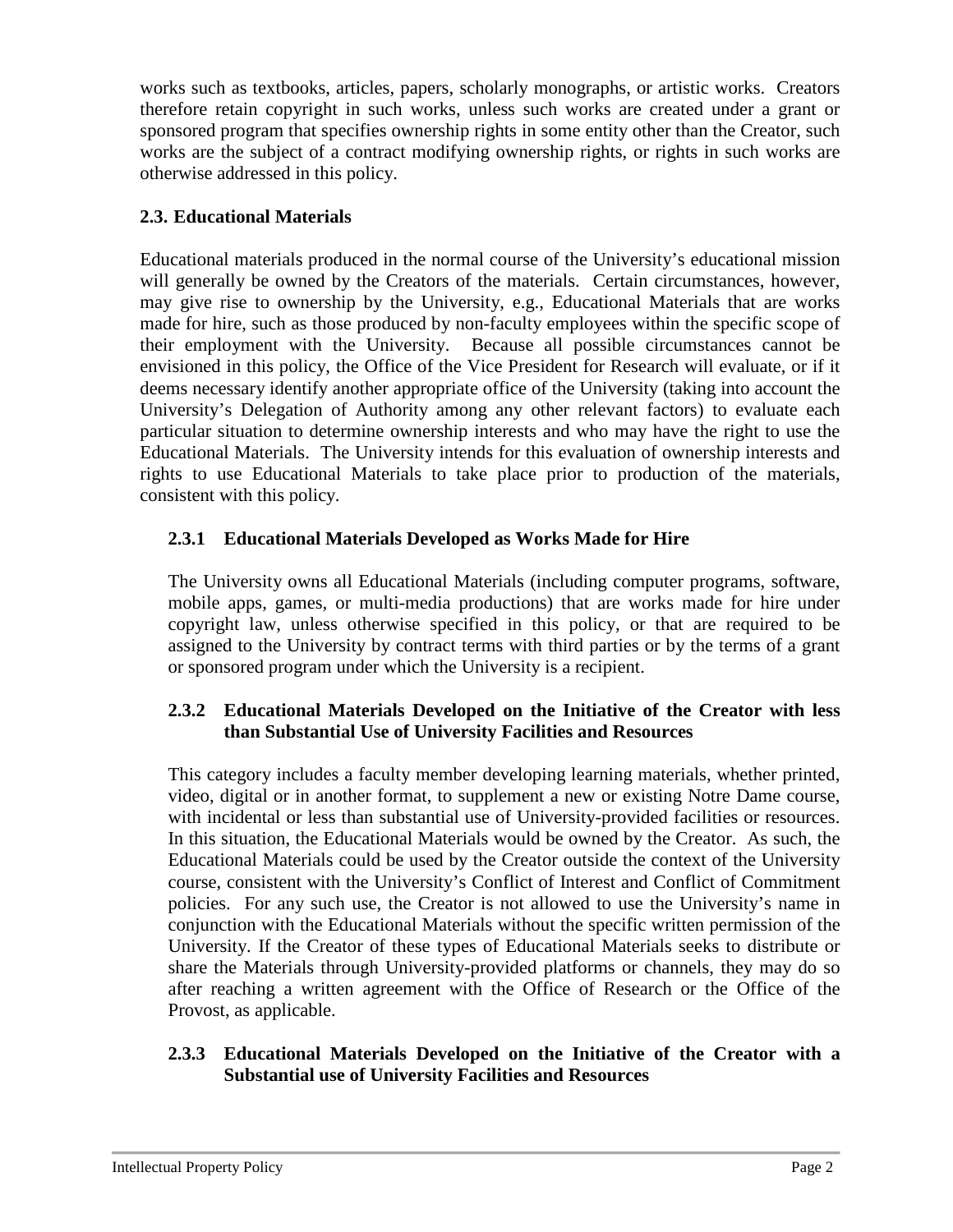works such as textbooks, articles, papers, scholarly monographs, or artistic works. Creators therefore retain copyright in such works, unless such works are created under a grant or sponsored program that specifies ownership rights in some entity other than the Creator, such works are the subject of a contract modifying ownership rights, or rights in such works are otherwise addressed in this policy.

### 2.3. Educational Materials

Educational materials produced in the normal course of the University's educational mission will generally be owned by the Creators of the materials. Certain circumstances, however, may give rise to ownership by the University, e.g., Educational Materials that are works made for hire, such as those produced by non-faculty employees within the specific scope of their employment with the University. Because all possible circumstances cannot be envisioned in this policy, the Office of the Vice President for Research will evaluate, or if it deems necessary identify another appropriate office of the University (taking into account the University's Delegation of Authority among any other relevant factors) to evaluate each particular situation to determine ownership interests and who may have the right to use the Educational Materials. The University intends for this evaluation of ownership interests and rights to use Educational Materials to take place prior to production of the materials, consistent with this policy.

#### 2.3.1 Educational Materials Developed as Works Made for Hire

The University owns all Educational Materials (including computer programs, software, mobile apps, games, or multi-media productions) that are works made for hire under copyright law, unless otherwise specified in this policy, or that are required to be assigned to the University by contract terms with third parties or by the terms of a grant or sponsored program under which the University is a recipient.

#### 2.3.2 Educational Materials Developed on the Initiative of the Creator with less than Substantial Use of University Facilities and Resources

This category includes a faculty member developing learning materials, whether printed, video, digital or in another format, to supplement a new or existing Notre Dame course, with incidental or less than substantial use of University-provided facilities or resources. In this situation, the Educational Materials would be owned by the Creator. As such, the Educational Materials could be used by the Creator outside the context of the University course, consistent with the University's Conflict of Interest and Conflict of Commitment policies. For any such use, the Creator is not allowed to use the University's name in conjunction with the Educational Materials without the specific written permission of the University. If the Creator of these types of Educational Materials seeks to distribute or share the Materials through University-provided platforms or channels, they may do so after reaching a written agreement with the Office of Research or the Office of the Provost, as applicable.

#### 2.3.3 Educational Materials Developed on the Initiative of the Creator with a Substantial use of University Facilities and Resources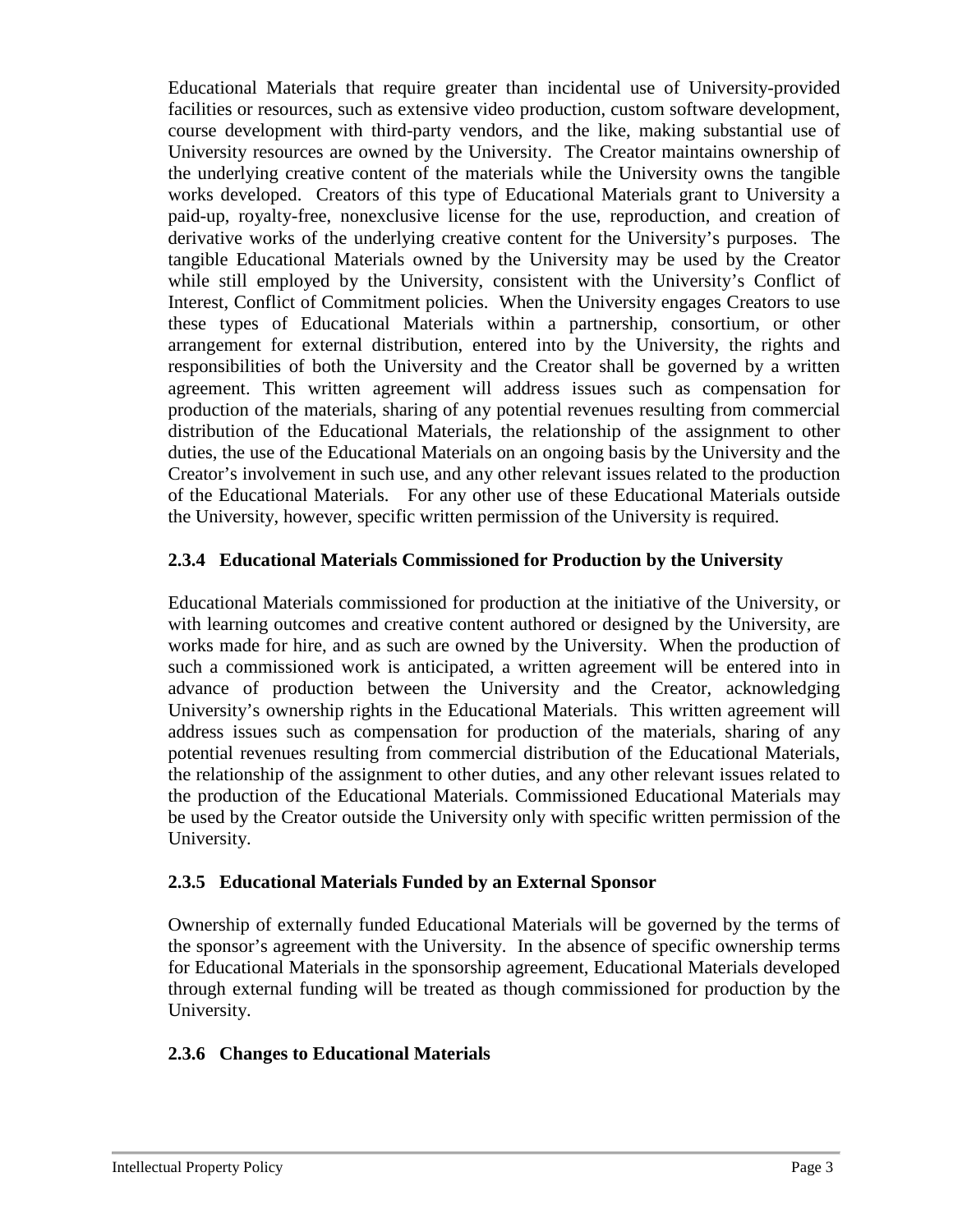Educational Materials that require greater than incidental use of University-provided facilities or resources, such as extensive video production, custom software development, course development with third-party vendors, and the like, making substantial use of University resources are owned by the University. The Creator maintains ownership of the underlying creative content of the materials while the University owns the tangible works developed. Creators of this type of Educational Materials grant to University a paid-up, royalty-free, nonexclusive license for the use, reproduction, and creation of derivative works of the underlying creative content for the University's purposes. The tangible Educational Materials owned by the University may be used by the Creator while still employed by the University, consistent with the University's Conflict of Interest, Conflict of Commitment policies. When the University engages Creators to use these types of Educational Materials within a partnership, consortium, or other arrangement for external distribution, entered into by the University, the rights and responsibilities of both the University and the Creator shall be governed by a written agreement. This written agreement will address issues such as compensation for production of the materials, sharing of any potential revenues resulting from commercial distribution of the Educational Materials, the relationship of the assignment to other duties, the use of the Educational Materials on an ongoing basis by the University and the Creator's involvement in such use, and any other relevant issues related to the production of the Educational Materials. For any other use of these Educational Materials outside the University, however, specific written permission of the University is required.

### 2.3.4 Educational Materials Commissioned for Production by the University

Educational Materials commissioned for production at the initiative of the University, or with learning outcomes and creative content authored or designed by the University, are works made for hire, and as such are owned by the University. When the production of such a commissioned work is anticipated, a written agreement will be entered into in advance of production between the University and the Creator, acknowledging University's ownership rights in the Educational Materials. This written agreement will address issues such as compensation for production of the materials, sharing of any potential revenues resulting from commercial distribution of the Educational Materials, the relationship of the assignment to other duties, and any other relevant issues related to the production of the Educational Materials. Commissioned Educational Materials may be used by the Creator outside the University only with specific written permission of the University.

### 2.3.5 Educational Materials Funded by an External Sponsor

Ownership of externally funded Educational Materials will be governed by the terms of the sponsor's agreement with the University. In the absence of specific ownership terms for Educational Materials in the sponsorship agreement, Educational Materials developed through external funding will be treated as though commissioned for production by the University.

### 2.3.6 Changes to Educational Materials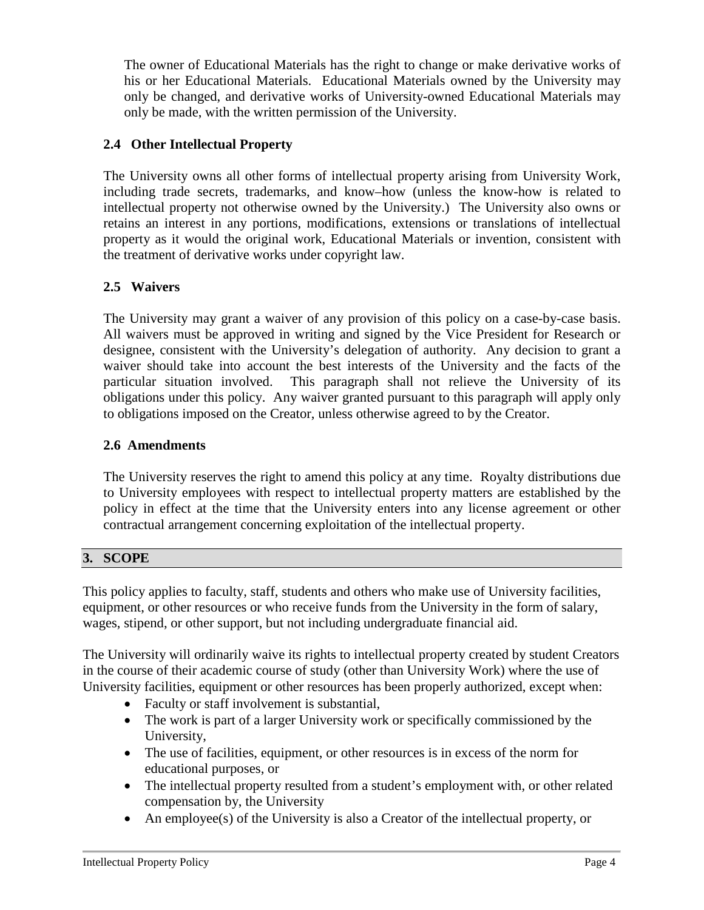The owner of Educational Materials has the right to change or make derivative works of his or her Educational Materials. Educational Materials owned by the University may only be changed, and derivative works of University-owned Educational Materials may only be made, with the written permission of the University.

### 2.4 Other Intellectual Property

The University owns all other forms of intellectual property arising from University Work, including trade secrets, trademarks, and know–how (unless the know-how is related to intellectual property not otherwise owned by the University.) The University also owns or retains an interest in any portions, modifications, extensions or translations of intellectual property as it would the original work, Educational Materials or invention, consistent with the treatment of derivative works under copyright law.

### 2.5 Waivers

The University may grant a waiver of any provision of this policy on a case-by-case basis. All waivers must be approved in writing and signed by the Vice President for Research or designee, consistent with the University's delegation of authority. Any decision to grant a waiver should take into account the best interests of the University and the facts of the particular situation involved. This paragraph shall not relieve the University of its obligations under this policy. Any waiver granted pursuant to this paragraph will apply only to obligations imposed on the Creator, unless otherwise agreed to by the Creator.

### 2.6 Amendments

The University reserves the right to amend this policy at any time. Royalty distributions due to University employees with respect to intellectual property matters are established by the policy in effect at the time that the University enters into any license agreement or other contractual arrangement concerning exploitation of the intellectual property.

## 3. SCOPE

This policy applies to faculty, staff, students and others who make use of University facilities, equipment, or other resources or who receive funds from the University in the form of salary, wages, stipend, or other support, but not including undergraduate financial aid.

The University will ordinarily waive its rights to intellectual property created by student Creators in the course of their academic course of study (other than University Work) where the use of University facilities, equipment or other resources has been properly authorized, except when:

- Faculty or staff involvement is substantial,
- The work is part of a larger University work or specifically commissioned by the University,
- The use of facilities, equipment, or other resources is in excess of the norm for educational purposes, or
- The intellectual property resulted from a student's employment with, or other related compensation by, the University
- An employee(s) of the University is also a Creator of the intellectual property, or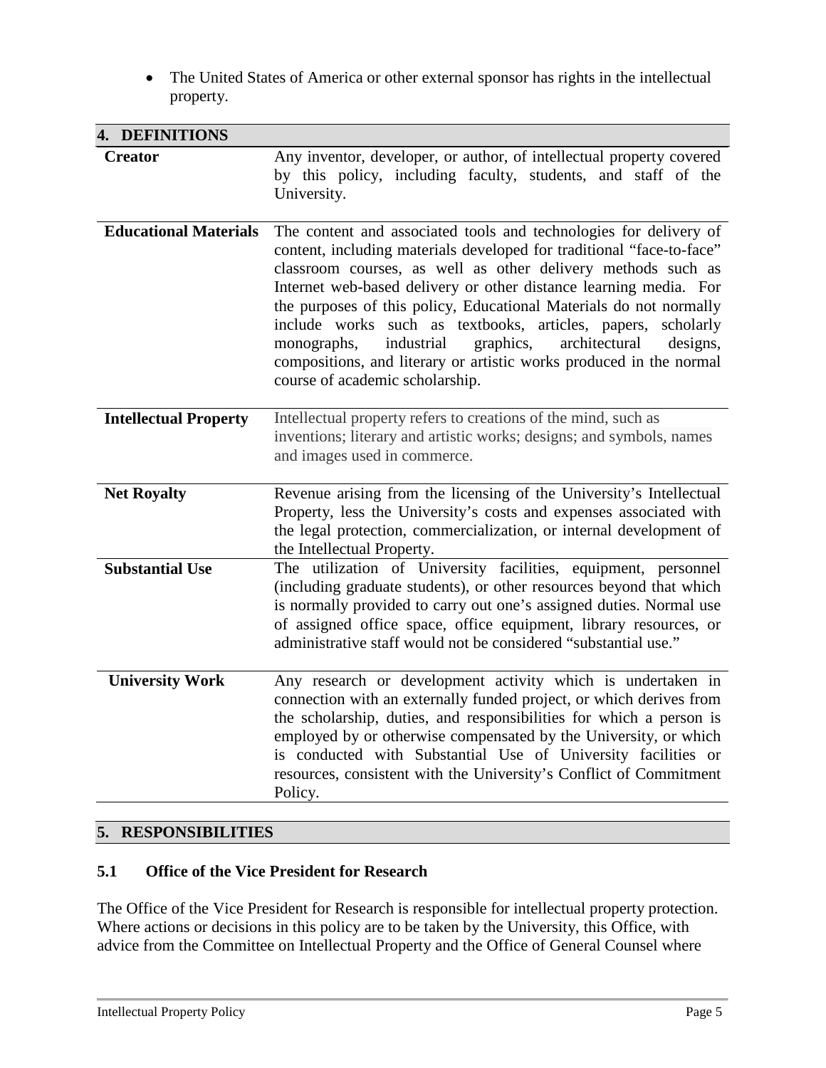- The United States of America or other external sponsor has rights in the intellectual property.

## 4. DEFINITIONS

| Term | Definition |
|---|---|
| **Creator** | Any inventor, developer, or author, of intellectual property covered by this policy, including faculty, students, and staff of the University. |
| **Educational Materials** | The content and associated tools and technologies for delivery of content, including materials developed for traditional "face-to-face" classroom courses, as well as other delivery methods such as Internet web-based delivery or other distance learning media. For the purposes of this policy, Educational Materials do not normally include works such as textbooks, articles, papers, scholarly monographs, industrial graphics, architectural designs, compositions, and literary or artistic works produced in the normal course of academic scholarship. |
| **Intellectual Property** | Intellectual property refers to creations of the mind, such as inventions; literary and artistic works; designs; and symbols, names and images used in commerce. |
| **Net Royalty** | Revenue arising from the licensing of the University's Intellectual Property, less the University's costs and expenses associated with the legal protection, commercialization, or internal development of the Intellectual Property. |
| **Substantial Use** | The utilization of University facilities, equipment, personnel (including graduate students), or other resources beyond that which is normally provided to carry out one's assigned duties. Normal use of assigned office space, office equipment, library resources, or administrative staff would not be considered "substantial use." |
| **University Work** | Any research or development activity which is undertaken in connection with an externally funded project, or which derives from the scholarship, duties, and responsibilities for which a person is employed by or otherwise compensated by the University, or which is conducted with Substantial Use of University facilities or resources, consistent with the University's Conflict of Commitment Policy. |

## 5. RESPONSIBILITIES

### 5.1 Office of the Vice President for Research

The Office of the Vice President for Research is responsible for intellectual property protection. Where actions or decisions in this policy are to be taken by the University, this Office, with advice from the Committee on Intellectual Property and the Office of General Counsel where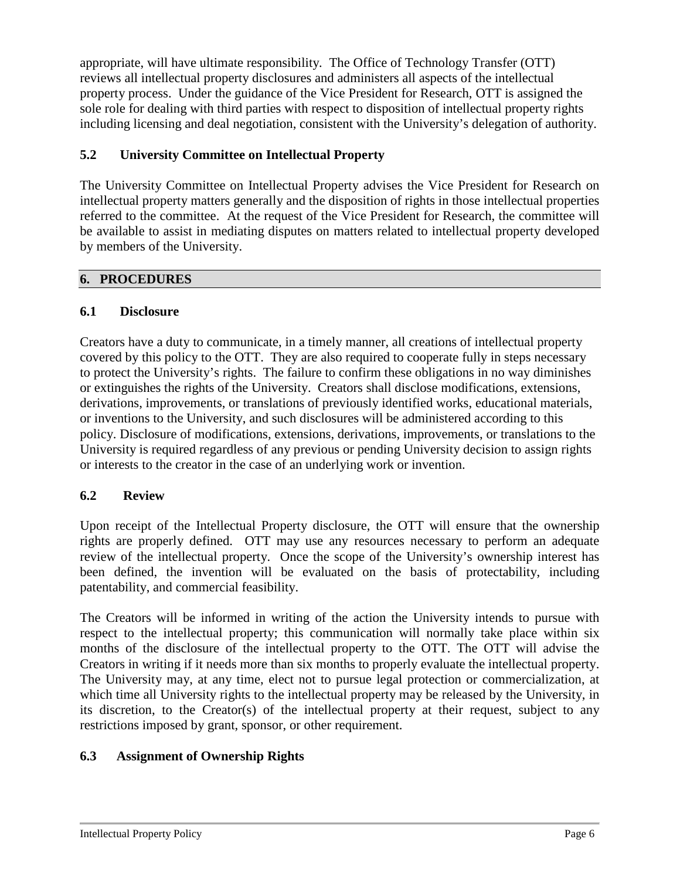appropriate, will have ultimate responsibility. The Office of Technology Transfer (OTT) reviews all intellectual property disclosures and administers all aspects of the intellectual property process. Under the guidance of the Vice President for Research, OTT is assigned the sole role for dealing with third parties with respect to disposition of intellectual property rights including licensing and deal negotiation, consistent with the University's delegation of authority.

### 5.2 University Committee on Intellectual Property

The University Committee on Intellectual Property advises the Vice President for Research on intellectual property matters generally and the disposition of rights in those intellectual properties referred to the committee. At the request of the Vice President for Research, the committee will be available to assist in mediating disputes on matters related to intellectual property developed by members of the University.

## 6. PROCEDURES

### 6.1 Disclosure

Creators have a duty to communicate, in a timely manner, all creations of intellectual property covered by this policy to the OTT. They are also required to cooperate fully in steps necessary to protect the University's rights. The failure to confirm these obligations in no way diminishes or extinguishes the rights of the University. Creators shall disclose modifications, extensions, derivations, improvements, or translations of previously identified works, educational materials, or inventions to the University, and such disclosures will be administered according to this policy. Disclosure of modifications, extensions, derivations, improvements, or translations to the University is required regardless of any previous or pending University decision to assign rights or interests to the creator in the case of an underlying work or invention.

### 6.2 Review

Upon receipt of the Intellectual Property disclosure, the OTT will ensure that the ownership rights are properly defined. OTT may use any resources necessary to perform an adequate review of the intellectual property. Once the scope of the University's ownership interest has been defined, the invention will be evaluated on the basis of protectability, including patentability, and commercial feasibility.

The Creators will be informed in writing of the action the University intends to pursue with respect to the intellectual property; this communication will normally take place within six months of the disclosure of the intellectual property to the OTT. The OTT will advise the Creators in writing if it needs more than six months to properly evaluate the intellectual property. The University may, at any time, elect not to pursue legal protection or commercialization, at which time all University rights to the intellectual property may be released by the University, in its discretion, to the Creator(s) of the intellectual property at their request, subject to any restrictions imposed by grant, sponsor, or other requirement.

### 6.3 Assignment of Ownership Rights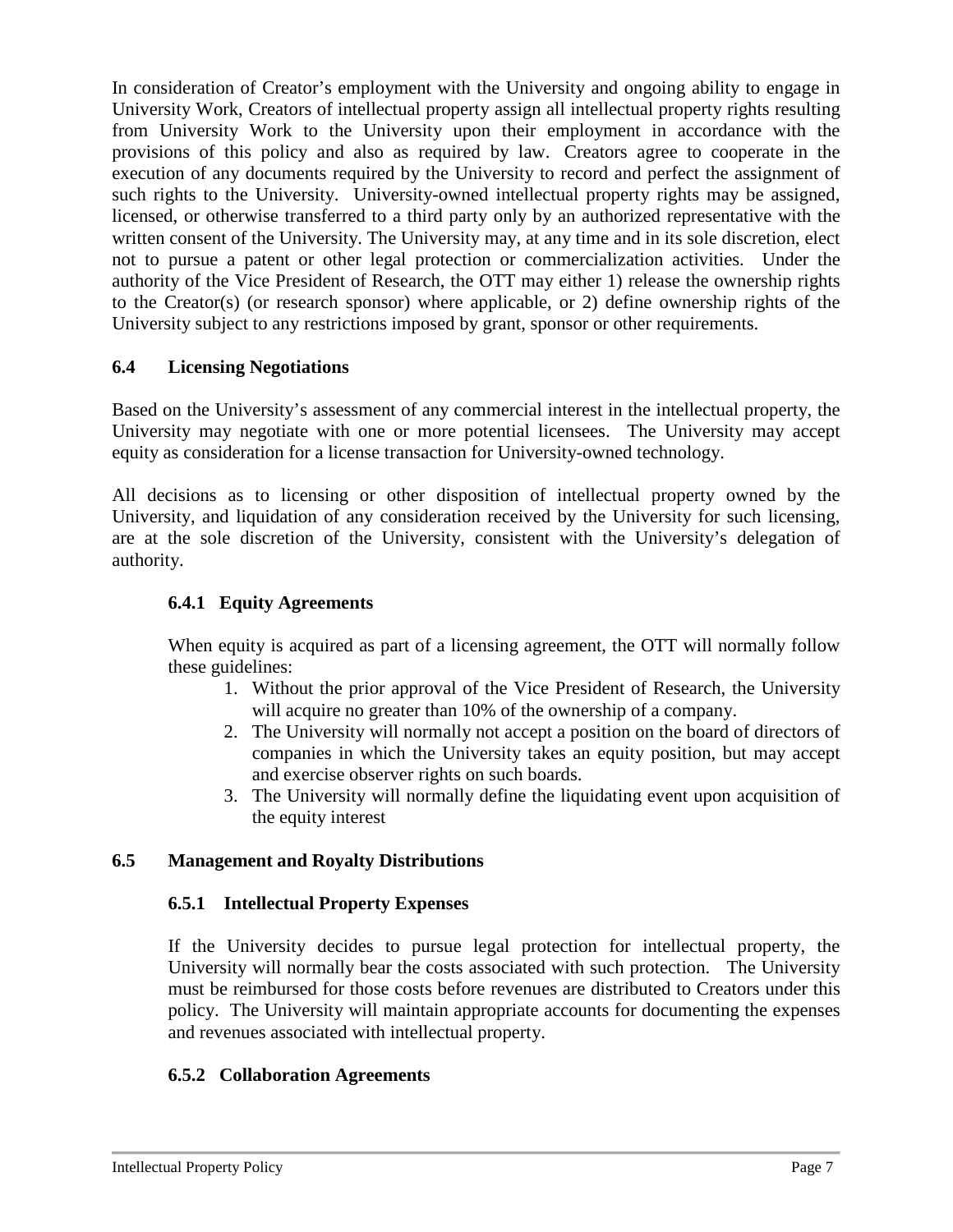In consideration of Creator's employment with the University and ongoing ability to engage in University Work, Creators of intellectual property assign all intellectual property rights resulting from University Work to the University upon their employment in accordance with the provisions of this policy and also as required by law. Creators agree to cooperate in the execution of any documents required by the University to record and perfect the assignment of such rights to the University. University-owned intellectual property rights may be assigned, licensed, or otherwise transferred to a third party only by an authorized representative with the written consent of the University. The University may, at any time and in its sole discretion, elect not to pursue a patent or other legal protection or commercialization activities. Under the authority of the Vice President of Research, the OTT may either 1) release the ownership rights to the Creator(s) (or research sponsor) where applicable, or 2) define ownership rights of the University subject to any restrictions imposed by grant, sponsor or other requirements.

## 6.4 Licensing Negotiations

Based on the University's assessment of any commercial interest in the intellectual property, the University may negotiate with one or more potential licensees. The University may accept equity as consideration for a license transaction for University-owned technology.

All decisions as to licensing or other disposition of intellectual property owned by the University, and liquidation of any consideration received by the University for such licensing, are at the sole discretion of the University, consistent with the University's delegation of authority.

### 6.4.1 Equity Agreements

When equity is acquired as part of a licensing agreement, the OTT will normally follow these guidelines:

1. Without the prior approval of the Vice President of Research, the University will acquire no greater than 10% of the ownership of a company.
2. The University will normally not accept a position on the board of directors of companies in which the University takes an equity position, but may accept and exercise observer rights on such boards.
3. The University will normally define the liquidating event upon acquisition of the equity interest

## 6.5 Management and Royalty Distributions

### 6.5.1 Intellectual Property Expenses

If the University decides to pursue legal protection for intellectual property, the University will normally bear the costs associated with such protection. The University must be reimbursed for those costs before revenues are distributed to Creators under this policy. The University will maintain appropriate accounts for documenting the expenses and revenues associated with intellectual property.

### 6.5.2 Collaboration Agreements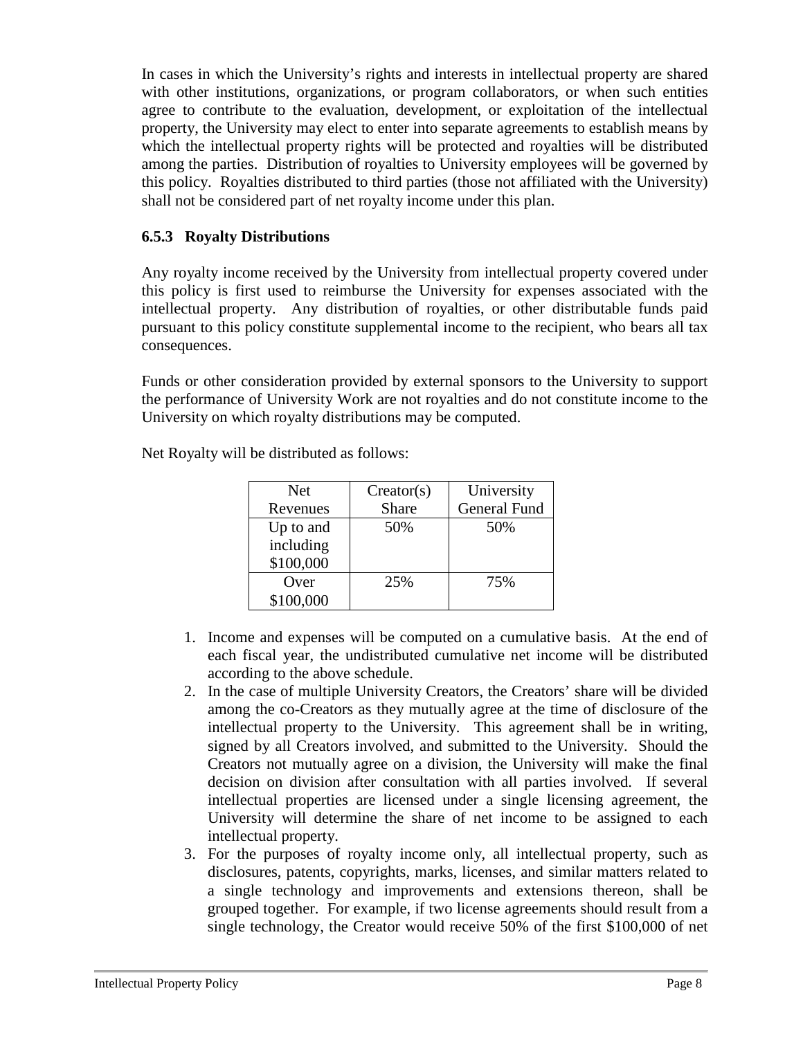In cases in which the University's rights and interests in intellectual property are shared with other institutions, organizations, or program collaborators, or when such entities agree to contribute to the evaluation, development, or exploitation of the intellectual property, the University may elect to enter into separate agreements to establish means by which the intellectual property rights will be protected and royalties will be distributed among the parties. Distribution of royalties to University employees will be governed by this policy. Royalties distributed to third parties (those not affiliated with the University) shall not be considered part of net royalty income under this plan.

### 6.5.3 Royalty Distributions

Any royalty income received by the University from intellectual property covered under this policy is first used to reimburse the University for expenses associated with the intellectual property. Any distribution of royalties, or other distributable funds paid pursuant to this policy constitute supplemental income to the recipient, who bears all tax consequences.

Funds or other consideration provided by external sponsors to the University to support the performance of University Work are not royalties and do not constitute income to the University on which royalty distributions may be computed.

Net Royalty will be distributed as follows:

| Net Revenues | Creator(s) Share | University General Fund |
|---|---|---|
| Up to and including $100,000 | 50% | 50% |
| Over $100,000 | 25% | 75% |

1. Income and expenses will be computed on a cumulative basis. At the end of each fiscal year, the undistributed cumulative net income will be distributed according to the above schedule.
2. In the case of multiple University Creators, the Creators' share will be divided among the co-Creators as they mutually agree at the time of disclosure of the intellectual property to the University. This agreement shall be in writing, signed by all Creators involved, and submitted to the University. Should the Creators not mutually agree on a division, the University will make the final decision on division after consultation with all parties involved. If several intellectual properties are licensed under a single licensing agreement, the University will determine the share of net income to be assigned to each intellectual property.
3. For the purposes of royalty income only, all intellectual property, such as disclosures, patents, copyrights, marks, licenses, and similar matters related to a single technology and improvements and extensions thereon, shall be grouped together. For example, if two license agreements should result from a single technology, the Creator would receive 50% of the first $100,000 of net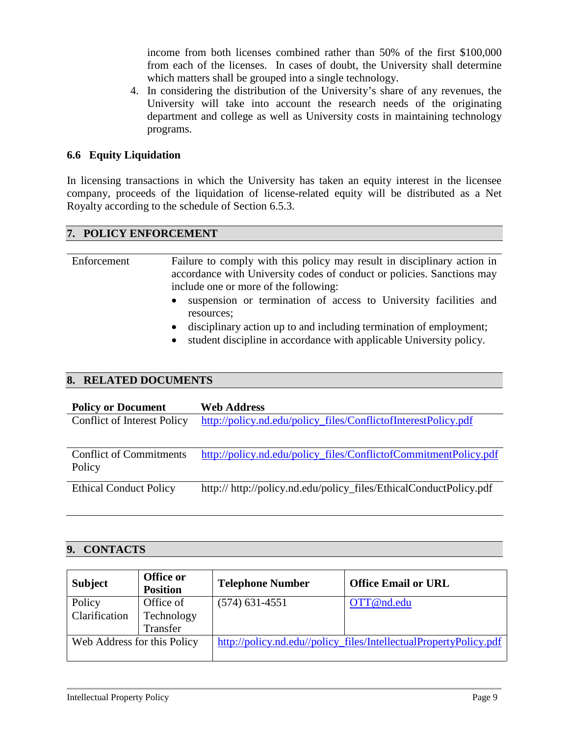income from both licenses combined rather than 50% of the first $100,000 from each of the licenses. In cases of doubt, the University shall determine which matters shall be grouped into a single technology.

4. In considering the distribution of the University's share of any revenues, the University will take into account the research needs of the originating department and college as well as University costs in maintaining technology programs.

### 6.6 Equity Liquidation

In licensing transactions in which the University has taken an equity interest in the licensee company, proceeds of the liquidation of license-related equity will be distributed as a Net Royalty according to the schedule of Section 6.5.3.

## 7. POLICY ENFORCEMENT

| | |
|---|---|
| Enforcement | Failure to comply with this policy may result in disciplinary action in accordance with University codes of conduct or policies. Sanctions may include one or more of the following:<br>• suspension or termination of access to University facilities and resources;<br>• disciplinary action up to and including termination of employment;<br>• student discipline in accordance with applicable University policy. |

## 8. RELATED DOCUMENTS

| Policy or Document | Web Address |
|---|---|
| Conflict of Interest Policy | http://policy.nd.edu/policy_files/ConflictofInterestPolicy.pdf |
| Conflict of Commitments Policy | http://policy.nd.edu/policy_files/ConflictofCommitmentPolicy.pdf |
| Ethical Conduct Policy | http:// http://policy.nd.edu/policy_files/EthicalConductPolicy.pdf |

## 9. CONTACTS

| Subject | Office or Position | Telephone Number | Office Email or URL |
|---|---|---|---|
| Policy Clarification | Office of Technology Transfer | (574) 631-4551 | OTT@nd.edu |
| Web Address for this Policy | | http://policy.nd.edu//policy_files/IntellectualPropertyPolicy.pdf | |